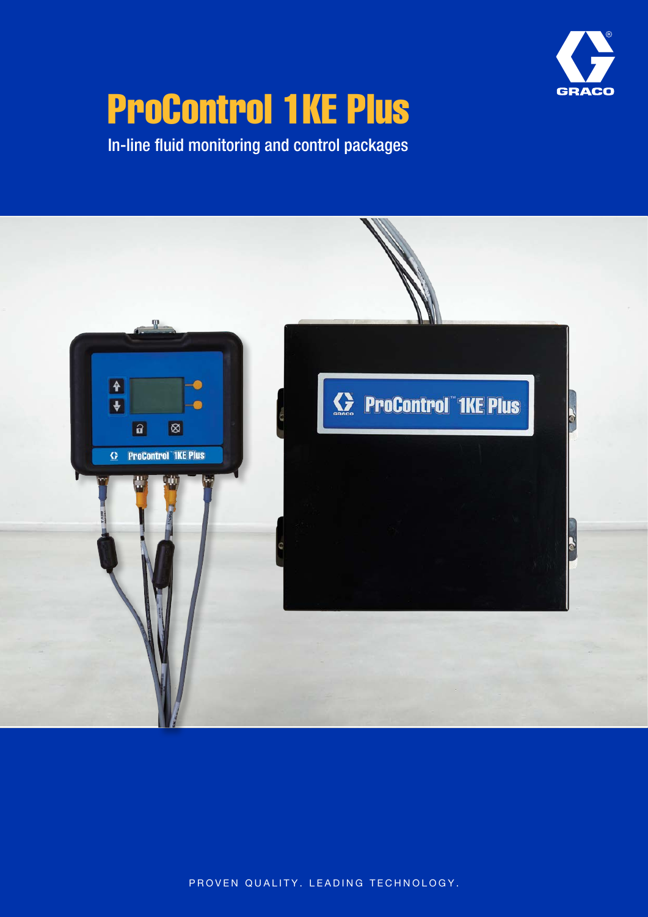# ProControl 1KE Plus

In-line fluid monitoring and control packages

PROVEN QUALITY. LEADING TECHNOLOGY.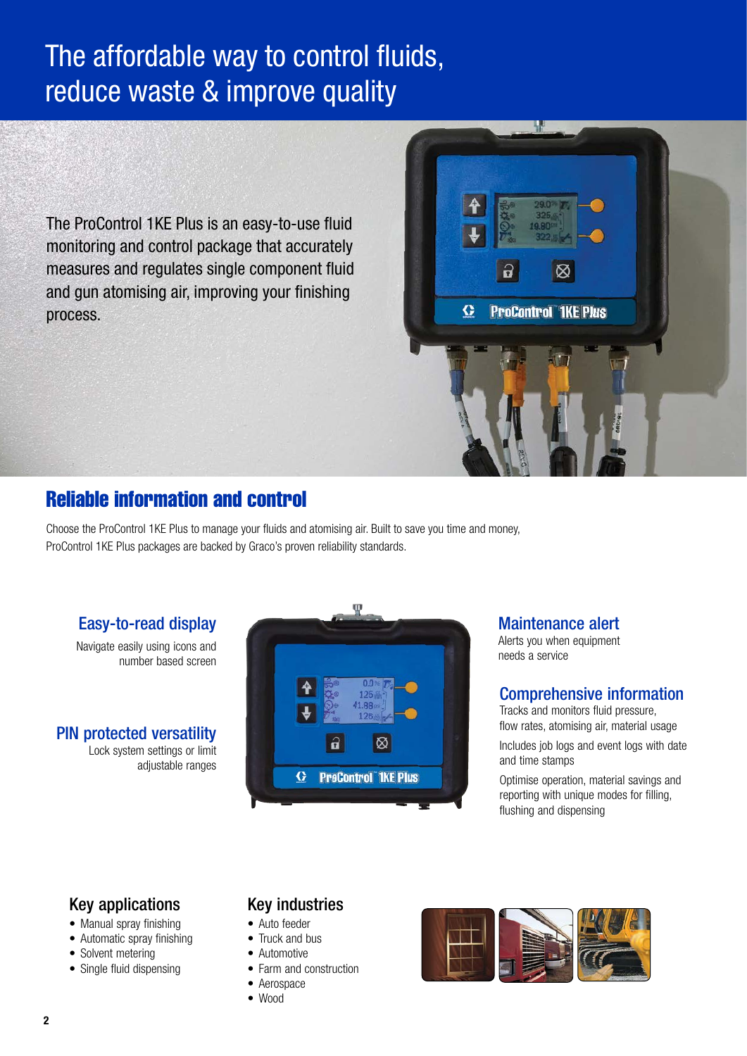# The affordable way to control fluids, reduce waste & improve quality

The ProControl 1KE Plus is an easy-to-use fluid monitoring and control package that accurately measures and regulates single component fluid and gun atomising air, improving your finishing process.

## Reliable information and control

Choose the ProControl 1KE Plus to manage your fluids and atomising air. Built to save you time and money, ProControl 1KE Plus packages are backed by Graco's proven reliability standards.

### Easy-to-read display

Navigate easily using icons and number based screen

### PIN protected versatility

Lock system settings or limit adjustable ranges

### Maintenance alert

Alerts you when equipment needs a service

### Comprehensive information

Tracks and monitors fluid pressure, flow rates, atomising air, material usage

Includes job logs and event logs with date and time stamps

Optimise operation, material savings and reporting with unique modes for filling, flushing and dispensing

### Key applications

- Manual spray finishing
- Automatic spray finishing
- Solvent metering
- Single fluid dispensing

### Key industries

- Auto feeder
- Truck and bus
- Automotive
- Farm and construction
- Aerospace
- Wood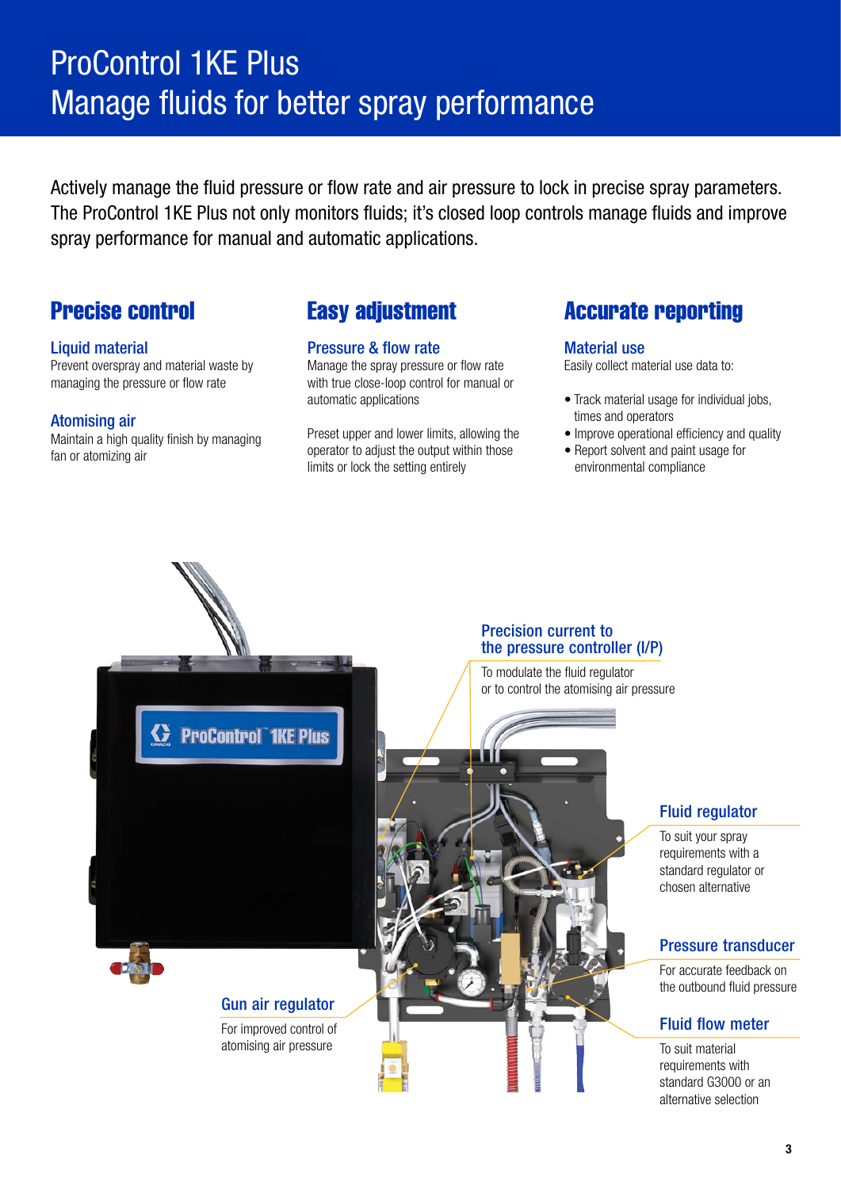# ProControl 1KE Plus
# Manage fluids for better spray performance

Actively manage the fluid pressure or flow rate and air pressure to lock in precise spray parameters. The ProControl 1KE Plus not only monitors fluids; it's closed loop controls manage fluids and improve spray performance for manual and automatic applications.

## Precise control

### Liquid material

Prevent overspray and material waste by managing the pressure or flow rate

### Atomising air

Maintain a high quality finish by managing fan or atomizing air

## Easy adjustment

### Pressure & flow rate

Manage the spray pressure or flow rate with true close-loop control for manual or automatic applications

Preset upper and lower limits, allowing the operator to adjust the output within those limits or lock the setting entirely

## Accurate reporting

### Material use

Easily collect material use data to:

- Track material usage for individual jobs, times and operators
- Improve operational efficiency and quality
- Report solvent and paint usage for environmental compliance

### Precision current to the pressure controller (I/P)

To modulate the fluid regulator or to control the atomising air pressure

### Fluid regulator

To suit your spray requirements with a standard regulator or chosen alternative

### Pressure transducer

For accurate feedback on the outbound fluid pressure

### Fluid flow meter

To suit material requirements with standard G3000 or an alternative selection

### Gun air regulator

For improved control of atomising air pressure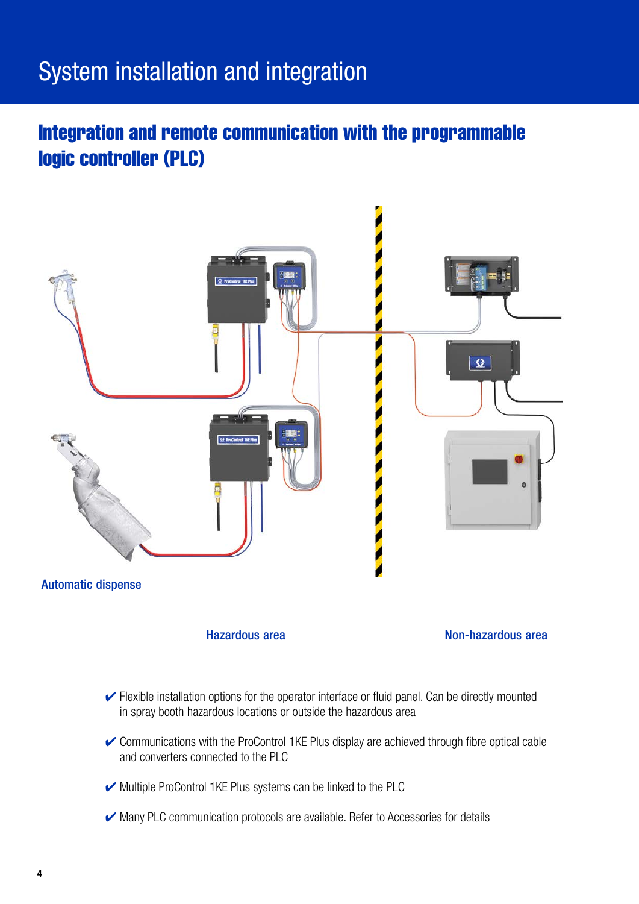# System installation and integration

## Integration and remote communication with the programmable logic controller (PLC)

Automatic dispense

Hazardous area

Non-hazardous area

- ✔ Flexible installation options for the operator interface or fluid panel. Can be directly mounted in spray booth hazardous locations or outside the hazardous area
- ✔ Communications with the ProControl 1KE Plus display are achieved through fibre optical cable and converters connected to the PLC
- ✔ Multiple ProControl 1KE Plus systems can be linked to the PLC
- ✔ Many PLC communication protocols are available. Refer to Accessories for details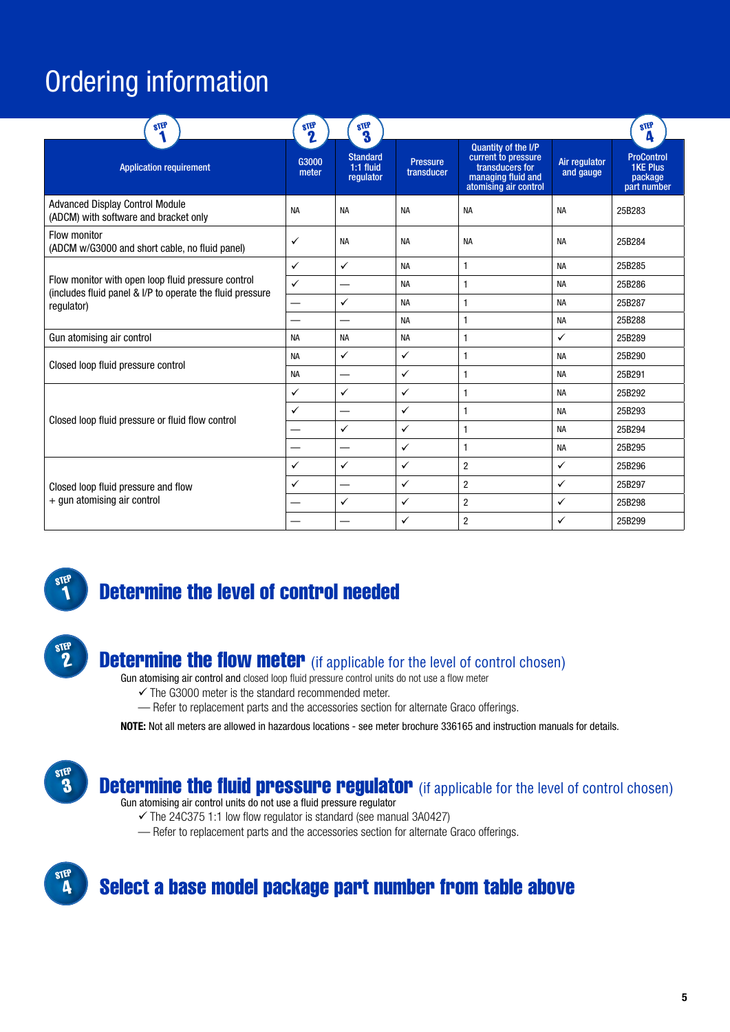# Ordering information

| STEP 1 Application requirement | STEP 2 G3000 meter | STEP 3 Standard 1:1 fluid regulator | Pressure transducer | Quantity of the I/P current to pressure transducers for managing fluid and atomising air control | Air regulator and gauge | STEP 4 ProControl 1KE Plus package part number |
|---|---|---|---|---|---|---|
| Advanced Display Control Module (ADCM) with software and bracket only | NA | NA | NA | NA | NA | 25B283 |
| Flow monitor (ADCM w/G3000 and short cable, no fluid panel) | ✓ | NA | NA | NA | NA | 25B284 |
| Flow monitor with open loop fluid pressure control (includes fluid panel & I/P to operate the fluid pressure regulator) | ✓ | ✓ | NA | 1 | NA | 25B285 |
| | ✓ | — | NA | 1 | NA | 25B286 |
| | — | ✓ | NA | 1 | NA | 25B287 |
| | — | — | NA | 1 | NA | 25B288 |
| Gun atomising air control | NA | NA | NA | 1 | ✓ | 25B289 |
| Closed loop fluid pressure control | NA | ✓ | ✓ | 1 | NA | 25B290 |
| | NA | — | ✓ | 1 | NA | 25B291 |
| Closed loop fluid pressure or fluid flow control | ✓ | ✓ | ✓ | 1 | NA | 25B292 |
| | ✓ | — | ✓ | 1 | NA | 25B293 |
| | — | ✓ | ✓ | 1 | NA | 25B294 |
| | — | — | ✓ | 1 | NA | 25B295 |
| Closed loop fluid pressure and flow + gun atomising air control | ✓ | ✓ | ✓ | 2 | ✓ | 25B296 |
| | ✓ | — | ✓ | 2 | ✓ | 25B297 |
| | — | ✓ | ✓ | 2 | ✓ | 25B298 |
| | — | — | ✓ | 2 | ✓ | 25B299 |

## STEP 1 Determine the level of control needed

## STEP 2 Determine the flow meter (if applicable for the level of control chosen)

Gun atomising air control and closed loop fluid pressure control units do not use a flow meter

✓ The G3000 meter is the standard recommended meter.

— Refer to replacement parts and the accessories section for alternate Graco offerings.

**NOTE:** Not all meters are allowed in hazardous locations - see meter brochure 336165 and instruction manuals for details.

## STEP 3 Determine the fluid pressure regulator (if applicable for the level of control chosen)

Gun atomising air control units do not use a fluid pressure regulator

✓ The 24C375 1:1 low flow regulator is standard (see manual 3A0427)

— Refer to replacement parts and the accessories section for alternate Graco offerings.

## STEP 4 Select a base model package part number from table above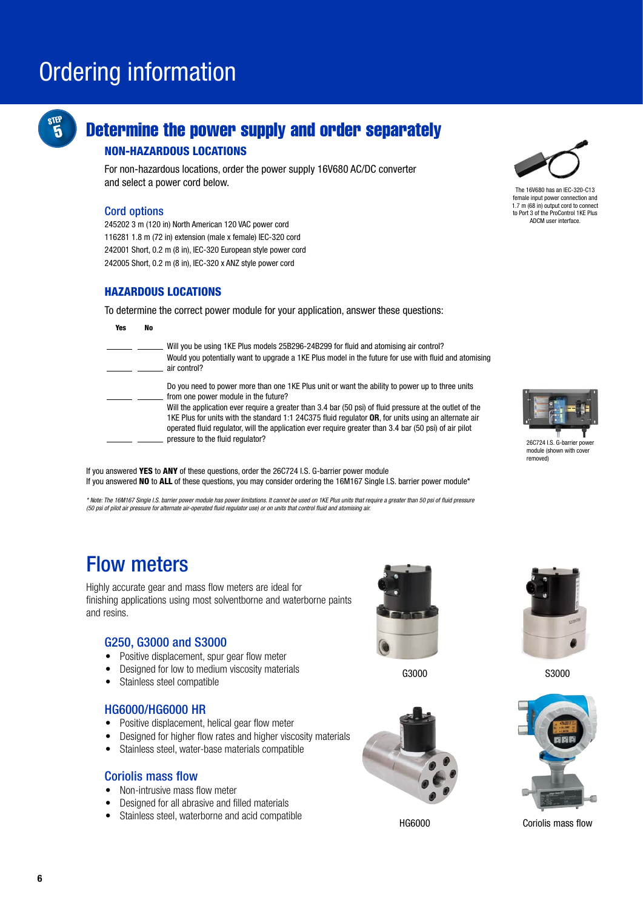# Ordering information

STEP 5

## Determine the power supply and order separately

### NON-HAZARDOUS LOCATIONS

For non-hazardous locations, order the power supply 16V680 AC/DC converter and select a power cord below.

The 16V680 has an IEC-320-C13 female input power connection and 1.7 m (68 in) output cord to connect to Port 3 of the ProControl 1KE Plus ADCM user interface.

#### Cord options

245202 3 m (120 in) North American 120 VAC power cord
116281 1.8 m (72 in) extension (male x female) IEC-320 cord
242001 Short, 0.2 m (8 in), IEC-320 European style power cord
242005 Short, 0.2 m (8 in), IEC-320 x ANZ style power cord

### HAZARDOUS LOCATIONS

To determine the correct power module for your application, answer these questions:

| Yes | No | |
|---|---|---|
| ______ | ______ | Will you be using 1KE Plus models 25B296-24B299 for fluid and atomising air control? |
| ______ | ______ | Would you potentially want to upgrade a 1KE Plus model in the future for use with fluid and atomising air control? |
| ______ | ______ | Do you need to power more than one 1KE Plus unit or want the ability to power up to three units from one power module in the future? |
| ______ | ______ | Will the application ever require a greater than 3.4 bar (50 psi) of fluid pressure at the outlet of the 1KE Plus for units with the standard 1:1 24C375 fluid regulator **OR**, for units using an alternate air operated fluid regulator, will the application ever require greater than 3.4 bar (50 psi) of air pilot pressure to the fluid regulator? |

26C724 I.S. G-barrier power module (shown with cover removed)

If you answered **YES** to **ANY** of these questions, order the 26C724 I.S. G-barrier power module
If you answered **NO** to **ALL** of these questions, you may consider ordering the 16M167 Single I.S. barrier power module*

*\* Note: The 16M167 Single I.S. barrier power module has power limitations. It cannot be used on 1KE Plus units that require a greater than 50 psi of fluid pressure (50 psi of pilot air pressure for alternate air-operated fluid regulator use) or on units that control fluid and atomising air.*

## Flow meters

Highly accurate gear and mass flow meters are ideal for finishing applications using most solventborne and waterborne paints and resins.

### G250, G3000 and S3000

- Positive displacement, spur gear flow meter
- Designed for low to medium viscosity materials
- Stainless steel compatible

### HG6000/HG6000 HR

- Positive displacement, helical gear flow meter
- Designed for higher flow rates and higher viscosity materials
- Stainless steel, water-base materials compatible

### Coriolis mass flow

- Non-intrusive mass flow meter
- Designed for all abrasive and filled materials
- Stainless steel, waterborne and acid compatible

G3000

S3000

HG6000

Coriolis mass flow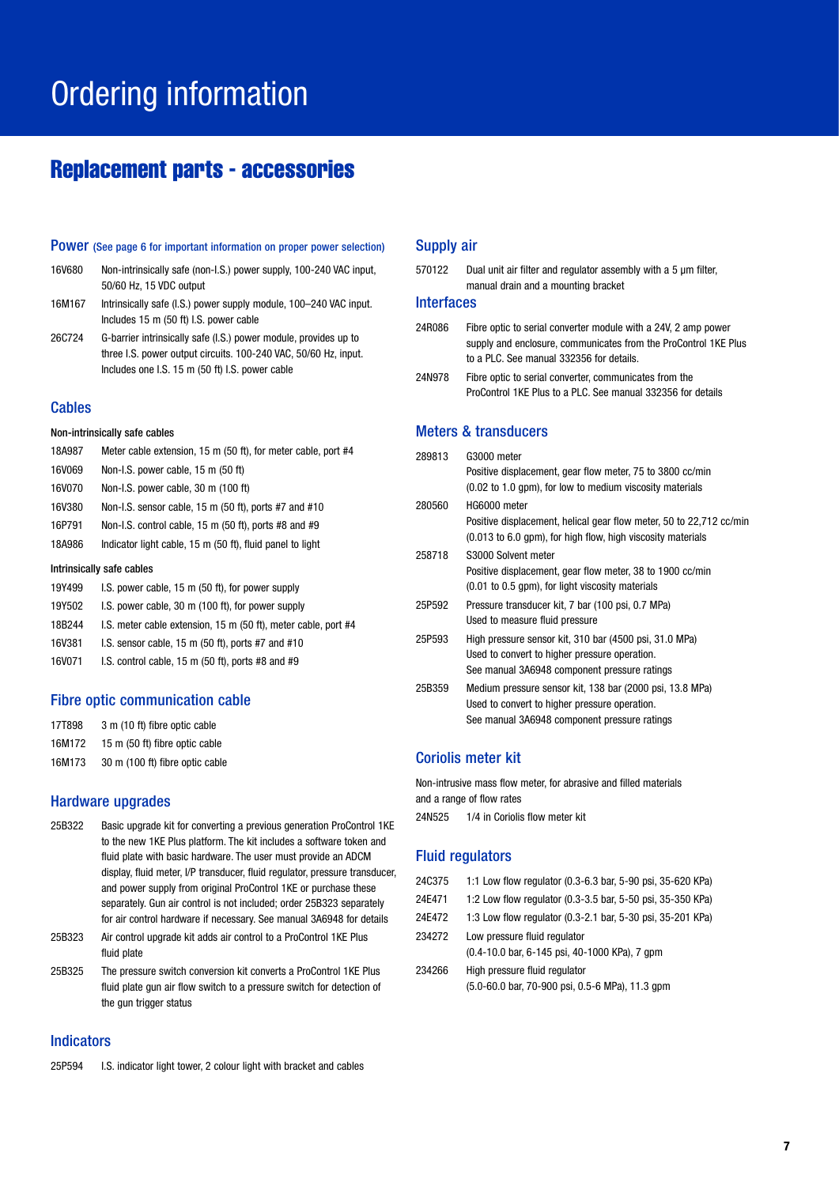# Ordering information

## Replacement parts - accessories

### Power (See page 6 for important information on proper power selection)

| | |
|---|---|
| 16V680 | Non-intrinsically safe (non-I.S.) power supply, 100-240 VAC input, 50/60 Hz, 15 VDC output |
| 16M167 | Intrinsically safe (I.S.) power supply module, 100–240 VAC input. Includes 15 m (50 ft) I.S. power cable |
| 26C724 | G-barrier intrinsically safe (I.S.) power module, provides up to three I.S. power output circuits. 100-240 VAC, 50/60 Hz, input. Includes one I.S. 15 m (50 ft) I.S. power cable |

### Cables

**Non-intrinsically safe cables**

| | |
|---|---|
| 18A987 | Meter cable extension, 15 m (50 ft), for meter cable, port #4 |
| 16V069 | Non-I.S. power cable, 15 m (50 ft) |
| 16V070 | Non-I.S. power cable, 30 m (100 ft) |
| 16V380 | Non-I.S. sensor cable, 15 m (50 ft), ports #7 and #10 |
| 16P791 | Non-I.S. control cable, 15 m (50 ft), ports #8 and #9 |
| 18A986 | Indicator light cable, 15 m (50 ft), fluid panel to light |

**Intrinsically safe cables**

| | |
|---|---|
| 19Y499 | I.S. power cable, 15 m (50 ft), for power supply |
| 19Y502 | I.S. power cable, 30 m (100 ft), for power supply |
| 18B244 | I.S. meter cable extension, 15 m (50 ft), meter cable, port #4 |
| 16V381 | I.S. sensor cable, 15 m (50 ft), ports #7 and #10 |
| 16V071 | I.S. control cable, 15 m (50 ft), ports #8 and #9 |

### Fibre optic communication cable

| | |
|---|---|
| 17T898 | 3 m (10 ft) fibre optic cable |
| 16M172 | 15 m (50 ft) fibre optic cable |
| 16M173 | 30 m (100 ft) fibre optic cable |

### Hardware upgrades

| | |
|---|---|
| 25B322 | Basic upgrade kit for converting a previous generation ProControl 1KE to the new 1KE Plus platform. The kit includes a software token and fluid plate with basic hardware. The user must provide an ADCM display, fluid meter, I/P transducer, fluid regulator, pressure transducer, and power supply from original ProControl 1KE or purchase these separately. Gun air control is not included; order 25B323 separately for air control hardware if necessary. See manual 3A6948 for details |
| 25B323 | Air control upgrade kit adds air control to a ProControl 1KE Plus fluid plate |
| 25B325 | The pressure switch conversion kit converts a ProControl 1KE Plus fluid plate gun air flow switch to a pressure switch for detection of the gun trigger status |

### Indicators

| | |
|---|---|
| 25P594 | I.S. indicator light tower, 2 colour light with bracket and cables |

### Supply air

| | |
|---|---|
| 570122 | Dual unit air filter and regulator assembly with a 5 µm filter, manual drain and a mounting bracket |

### Interfaces

| | |
|---|---|
| 24R086 | Fibre optic to serial converter module with a 24V, 2 amp power supply and enclosure, communicates from the ProControl 1KE Plus to a PLC. See manual 332356 for details. |
| 24N978 | Fibre optic to serial converter, communicates from the ProControl 1KE Plus to a PLC. See manual 332356 for details |

### Meters & transducers

| | |
|---|---|
| 289813 | G3000 meter<br>Positive displacement, gear flow meter, 75 to 3800 cc/min (0.02 to 1.0 gpm), for low to medium viscosity materials |
| 280560 | HG6000 meter<br>Positive displacement, helical gear flow meter, 50 to 22,712 cc/min (0.013 to 6.0 gpm), for high flow, high viscosity materials |
| 258718 | S3000 Solvent meter<br>Positive displacement, gear flow meter, 38 to 1900 cc/min (0.01 to 0.5 gpm), for light viscosity materials |
| 25P592 | Pressure transducer kit, 7 bar (100 psi, 0.7 MPa)<br>Used to measure fluid pressure |
| 25P593 | High pressure sensor kit, 310 bar (4500 psi, 31.0 MPa)<br>Used to convert to higher pressure operation.<br>See manual 3A6948 component pressure ratings |
| 25B359 | Medium pressure sensor kit, 138 bar (2000 psi, 13.8 MPa)<br>Used to convert to higher pressure operation.<br>See manual 3A6948 component pressure ratings |

### Coriolis meter kit

Non-intrusive mass flow meter, for abrasive and filled materials and a range of flow rates

| | |
|---|---|
| 24N525 | 1/4 in Coriolis flow meter kit |

### Fluid regulators

| | |
|---|---|
| 24C375 | 1:1 Low flow regulator (0.3-6.3 bar, 5-90 psi, 35-620 KPa) |
| 24E471 | 1:2 Low flow regulator (0.3-3.5 bar, 5-50 psi, 35-350 KPa) |
| 24E472 | 1:3 Low flow regulator (0.3-2.1 bar, 5-30 psi, 35-201 KPa) |
| 234272 | Low pressure fluid regulator<br>(0.4-10.0 bar, 6-145 psi, 40-1000 KPa), 7 gpm |
| 234266 | High pressure fluid regulator<br>(5.0-60.0 bar, 70-900 psi, 0.5-6 MPa), 11.3 gpm |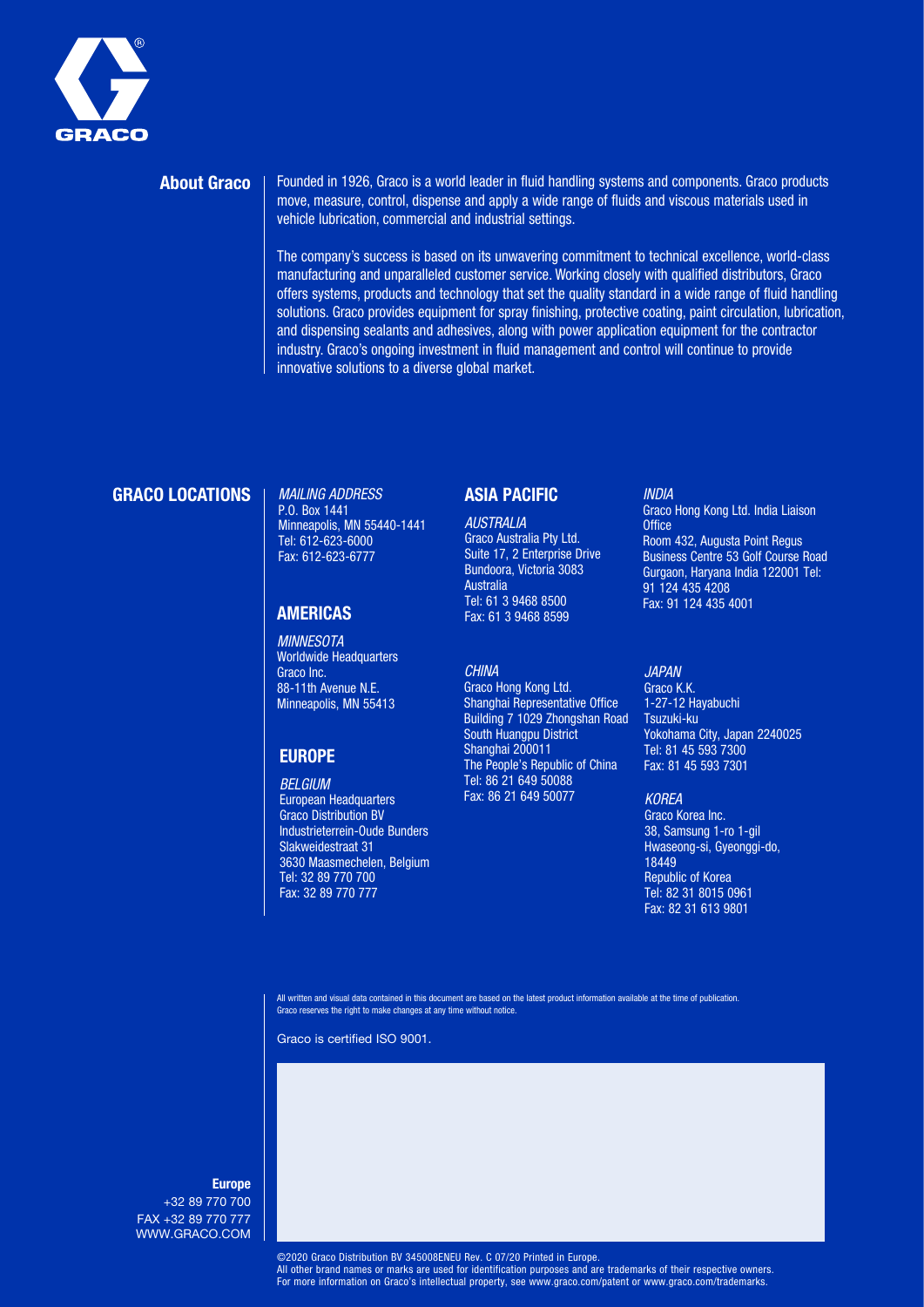## About Graco

Founded in 1926, Graco is a world leader in fluid handling systems and components. Graco products move, measure, control, dispense and apply a wide range of fluids and viscous materials used in vehicle lubrication, commercial and industrial settings.

The company's success is based on its unwavering commitment to technical excellence, world-class manufacturing and unparalleled customer service. Working closely with qualified distributors, Graco offers systems, products and technology that set the quality standard in a wide range of fluid handling solutions. Graco provides equipment for spray finishing, protective coating, paint circulation, lubrication, and dispensing sealants and adhesives, along with power application equipment for the contractor industry. Graco's ongoing investment in fluid management and control will continue to provide innovative solutions to a diverse global market.

## GRACO LOCATIONS

*MAILING ADDRESS*
P.O. Box 1441
Minneapolis, MN 55440-1441
Tel: 612-623-6000
Fax: 612-623-6777

### AMERICAS

*MINNESOTA*
Worldwide Headquarters
Graco Inc.
88-11th Avenue N.E.
Minneapolis, MN 55413

### EUROPE

*BELGIUM*
European Headquarters
Graco Distribution BV
Industrieterrein-Oude Bunders
Slakweidestraat 31
3630 Maasmechelen, Belgium
Tel: 32 89 770 700
Fax: 32 89 770 777

### ASIA PACIFIC

*AUSTRALIA*
Graco Australia Pty Ltd.
Suite 17, 2 Enterprise Drive
Bundoora, Victoria 3083
Australia
Tel: 61 3 9468 8500
Fax: 61 3 9468 8599

*CHINA*
Graco Hong Kong Ltd.
Shanghai Representative Office
Building 7 1029 Zhongshan Road
South Huangpu District
Shanghai 200011
The People's Republic of China
Tel: 86 21 649 50088
Fax: 86 21 649 50077

*INDIA*
Graco Hong Kong Ltd. India Liaison Office
Room 432, Augusta Point Regus Business Centre 53 Golf Course Road
Gurgaon, Haryana India 122001 Tel: 91 124 435 4208
Fax: 91 124 435 4001

*JAPAN*
Graco K.K.
1-27-12 Hayabuchi
Tsuzuki-ku
Yokohama City, Japan 2240025
Tel: 81 45 593 7300
Fax: 81 45 593 7301

*KOREA*
Graco Korea Inc.
38, Samsung 1-ro 1-gil
Hwaseong-si, Gyeonggi-do,
18449
Republic of Korea
Tel: 82 31 8015 0961
Fax: 82 31 613 9801

All written and visual data contained in this document are based on the latest product information available at the time of publication. Graco reserves the right to make changes at any time without notice.

Graco is certified ISO 9001.

**Europe**
+32 89 770 700
FAX +32 89 770 777
WWW.GRACO.COM

©2020 Graco Distribution BV 345008ENEU Rev. C 07/20 Printed in Europe.
All other brand names or marks are used for identification purposes and are trademarks of their respective owners.
For more information on Graco's intellectual property, see www.graco.com/patent or www.graco.com/trademarks.